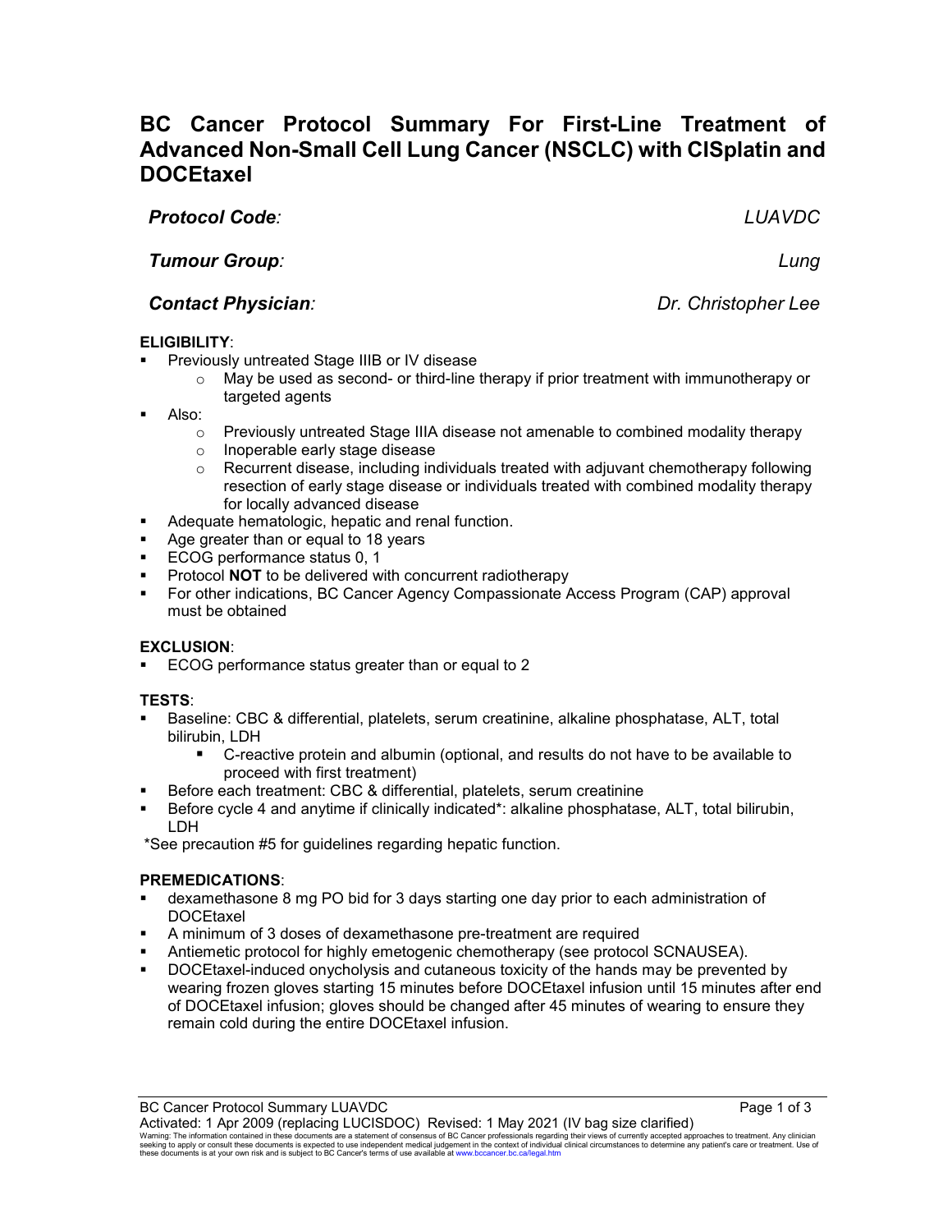# BC Cancer Protocol Summary For First-Line Treatment of Advanced Non-Small Cell Lung Cancer (NSCLC) with CISplatin and DOCEtaxel

***Protocol Code:*** *LUAVDC*

***Tumour Group:*** *Lung*

***Contact Physician:*** *Dr. Christopher Lee*

**ELIGIBILITY**:

- Previously untreated Stage IIIB or IV disease
  - May be used as second- or third-line therapy if prior treatment with immunotherapy or targeted agents
- Also:
  - Previously untreated Stage IIIA disease not amenable to combined modality therapy
  - Inoperable early stage disease
  - Recurrent disease, including individuals treated with adjuvant chemotherapy following resection of early stage disease or individuals treated with combined modality therapy for locally advanced disease
- Adequate hematologic, hepatic and renal function.
- Age greater than or equal to 18 years
- ECOG performance status 0, 1
- Protocol **NOT** to be delivered with concurrent radiotherapy
- For other indications, BC Cancer Agency Compassionate Access Program (CAP) approval must be obtained

**EXCLUSION**:

- ECOG performance status greater than or equal to 2

**TESTS**:

- Baseline: CBC & differential, platelets, serum creatinine, alkaline phosphatase, ALT, total bilirubin, LDH
  - C-reactive protein and albumin (optional, and results do not have to be available to proceed with first treatment)
- Before each treatment: CBC & differential, platelets, serum creatinine
- Before cycle 4 and anytime if clinically indicated*: alkaline phosphatase, ALT, total bilirubin, LDH

*See precaution #5 for guidelines regarding hepatic function.

**PREMEDICATIONS**:

- dexamethasone 8 mg PO bid for 3 days starting one day prior to each administration of DOCEtaxel
- A minimum of 3 doses of dexamethasone pre-treatment are required
- Antiemetic protocol for highly emetogenic chemotherapy (see protocol SCNAUSEA).
- DOCEtaxel-induced onycholysis and cutaneous toxicity of the hands may be prevented by wearing frozen gloves starting 15 minutes before DOCEtaxel infusion until 15 minutes after end of DOCEtaxel infusion; gloves should be changed after 45 minutes of wearing to ensure they remain cold during the entire DOCEtaxel infusion.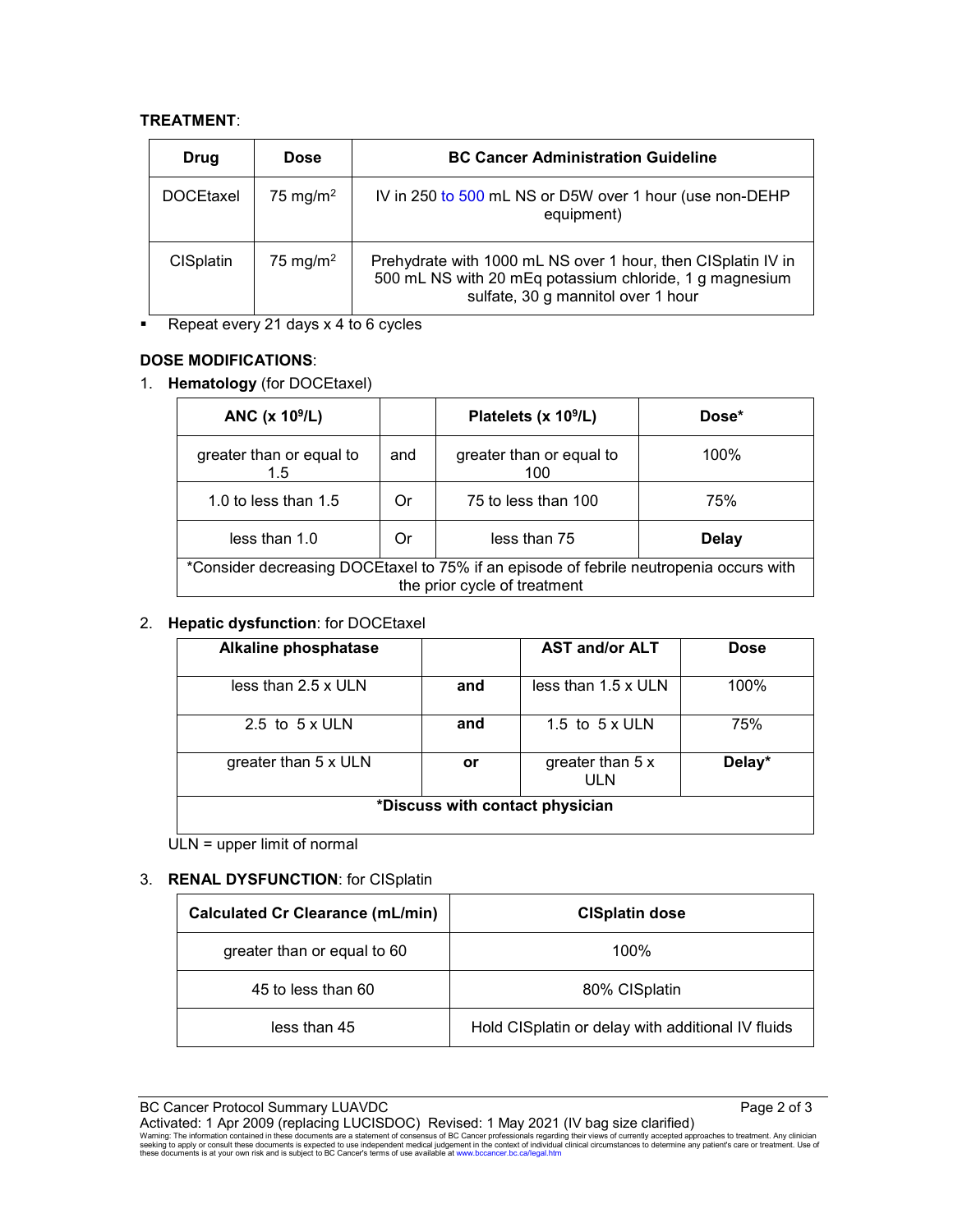**TREATMENT**:

| Drug | Dose | BC Cancer Administration Guideline |
| --- | --- | --- |
| DOCEtaxel | 75 mg/m$^2$ | IV in 250 to 500 mL NS or D5W over 1 hour (use non-DEHP equipment) |
| CISplatin | 75 mg/m$^2$ | Prehydrate with 1000 mL NS over 1 hour, then CISplatin IV in 500 mL NS with 20 mEq potassium chloride, 1 g magnesium sulfate, 30 g mannitol over 1 hour |

- Repeat every 21 days x 4 to 6 cycles

**DOSE MODIFICATIONS**:

1. **Hematology** (for DOCEtaxel)

| ANC (x 10$^9$/L) | | Platelets (x 10$^9$/L) | Dose* |
| --- | --- | --- | --- |
| greater than or equal to 1.5 | and | greater than or equal to 100 | 100% |
| 1.0 to less than 1.5 | Or | 75 to less than 100 | 75% |
| less than 1.0 | Or | less than 75 | **Delay** |
| *Consider decreasing DOCEtaxel to 75% if an episode of febrile neutropenia occurs with the prior cycle of treatment | | | |

2. **Hepatic dysfunction**: for DOCEtaxel

| Alkaline phosphatase | | AST and/or ALT | Dose |
| --- | --- | --- | --- |
| less than 2.5 x ULN | **and** | less than 1.5 x ULN | 100% |
| 2.5 to 5 x ULN | **and** | 1.5 to 5 x ULN | 75% |
| greater than 5 x ULN | **or** | greater than 5 x ULN | **Delay*** |
| ***Discuss with contact physician** | | | |

ULN = upper limit of normal

3. **RENAL DYSFUNCTION**: for CISplatin

| Calculated Cr Clearance (mL/min) | CISplatin dose |
| --- | --- |
| greater than or equal to 60 | 100% |
| 45 to less than 60 | 80% CISplatin |
| less than 45 | Hold CISplatin or delay with additional IV fluids |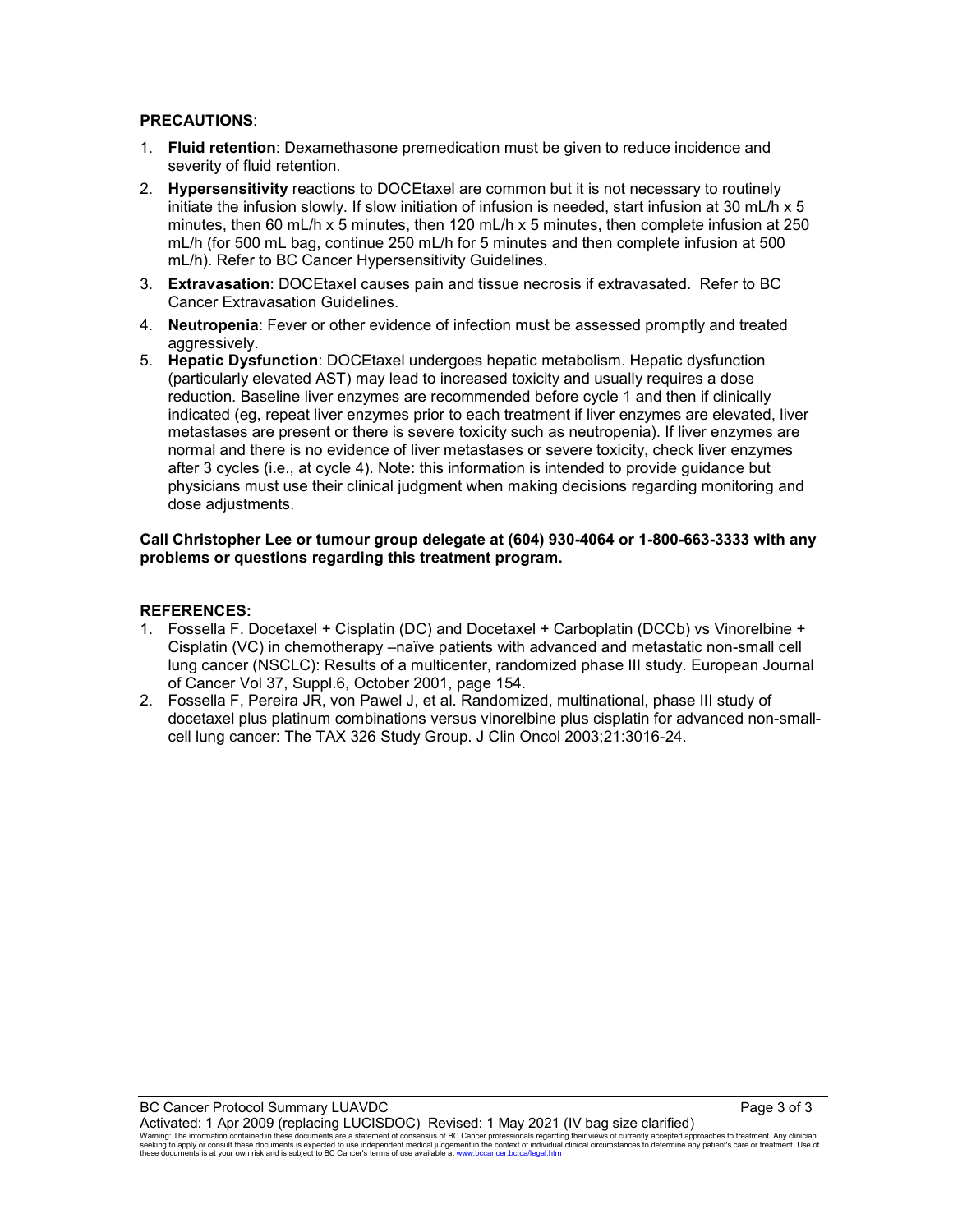**PRECAUTIONS**:

1. **Fluid retention**: Dexamethasone premedication must be given to reduce incidence and severity of fluid retention.
2. **Hypersensitivity** reactions to DOCEtaxel are common but it is not necessary to routinely initiate the infusion slowly. If slow initiation of infusion is needed, start infusion at 30 mL/h x 5 minutes, then 60 mL/h x 5 minutes, then 120 mL/h x 5 minutes, then complete infusion at 250 mL/h (for 500 mL bag, continue 250 mL/h for 5 minutes and then complete infusion at 500 mL/h). Refer to BC Cancer Hypersensitivity Guidelines.
3. **Extravasation**: DOCEtaxel causes pain and tissue necrosis if extravasated. Refer to BC Cancer Extravasation Guidelines.
4. **Neutropenia**: Fever or other evidence of infection must be assessed promptly and treated aggressively.
5. **Hepatic Dysfunction**: DOCEtaxel undergoes hepatic metabolism. Hepatic dysfunction (particularly elevated AST) may lead to increased toxicity and usually requires a dose reduction. Baseline liver enzymes are recommended before cycle 1 and then if clinically indicated (eg, repeat liver enzymes prior to each treatment if liver enzymes are elevated, liver metastases are present or there is severe toxicity such as neutropenia). If liver enzymes are normal and there is no evidence of liver metastases or severe toxicity, check liver enzymes after 3 cycles (i.e., at cycle 4). Note: this information is intended to provide guidance but physicians must use their clinical judgment when making decisions regarding monitoring and dose adjustments.

**Call Christopher Lee or tumour group delegate at (604) 930-4064 or 1-800-663-3333 with any problems or questions regarding this treatment program.**

**REFERENCES:**

1. Fossella F. Docetaxel + Cisplatin (DC) and Docetaxel + Carboplatin (DCCb) vs Vinorelbine + Cisplatin (VC) in chemotherapy –naïve patients with advanced and metastatic non-small cell lung cancer (NSCLC): Results of a multicenter, randomized phase III study. European Journal of Cancer Vol 37, Suppl.6, October 2001, page 154.
2. Fossella F, Pereira JR, von Pawel J, et al. Randomized, multinational, phase III study of docetaxel plus platinum combinations versus vinorelbine plus cisplatin for advanced non-small-cell lung cancer: The TAX 326 Study Group. J Clin Oncol 2003;21:3016-24.